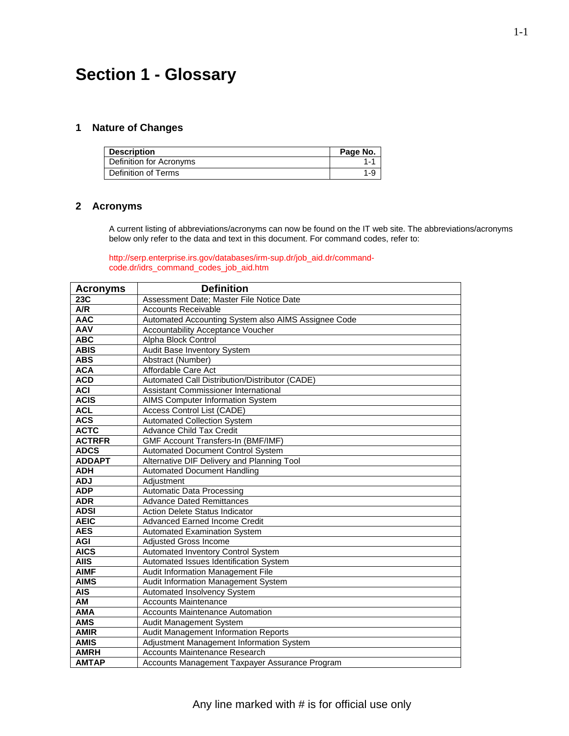# Section 1 - Glossary

## 1 Nature of Changes

| Description | Page No. |
|---|---|
| Definition for Acronyms | 1-1 |
| Definition of Terms | 1-9 |

## 2 Acronyms

A current listing of abbreviations/acronyms can now be found on the IT web site. The abbreviations/acronyms below only refer to the data and text in this document. For command codes, refer to:

http://serp.enterprise.irs.gov/databases/irm-sup.dr/job_aid.dr/command-code.dr/idrs_command_codes_job_aid.htm

| Acronyms | Definition |
|---|---|
| **23C** | Assessment Date; Master File Notice Date |
| **A/R** | Accounts Receivable |
| **AAC** | Automated Accounting System also AIMS Assignee Code |
| **AAV** | Accountability Acceptance Voucher |
| **ABC** | Alpha Block Control |
| **ABIS** | Audit Base Inventory System |
| **ABS** | Abstract (Number) |
| **ACA** | Affordable Care Act |
| **ACD** | Automated Call Distribution/Distributor (CADE) |
| **ACI** | Assistant Commissioner International |
| **ACIS** | AIMS Computer Information System |
| **ACL** | Access Control List (CADE) |
| **ACS** | Automated Collection System |
| **ACTC** | Advance Child Tax Credit |
| **ACTRFR** | GMF Account Transfers-In (BMF/IMF) |
| **ADCS** | Automated Document Control System |
| **ADDAPT** | Alternative DIF Delivery and Planning Tool |
| **ADH** | Automated Document Handling |
| **ADJ** | Adjustment |
| **ADP** | Automatic Data Processing |
| **ADR** | Advance Dated Remittances |
| **ADSI** | Action Delete Status Indicator |
| **AEIC** | Advanced Earned Income Credit |
| **AES** | Automated Examination System |
| **AGI** | Adjusted Gross Income |
| **AICS** | Automated Inventory Control System |
| **AIIS** | Automated Issues Identification System |
| **AIMF** | Audit Information Management File |
| **AIMS** | Audit Information Management System |
| **AIS** | Automated Insolvency System |
| **AM** | Accounts Maintenance |
| **AMA** | Accounts Maintenance Automation |
| **AMS** | Audit Management System |
| **AMIR** | Audit Management Information Reports |
| **AMIS** | Adjustment Management Information System |
| **AMRH** | Accounts Maintenance Research |
| **AMTAP** | Accounts Management Taxpayer Assurance Program |

Any line marked with # is for official use only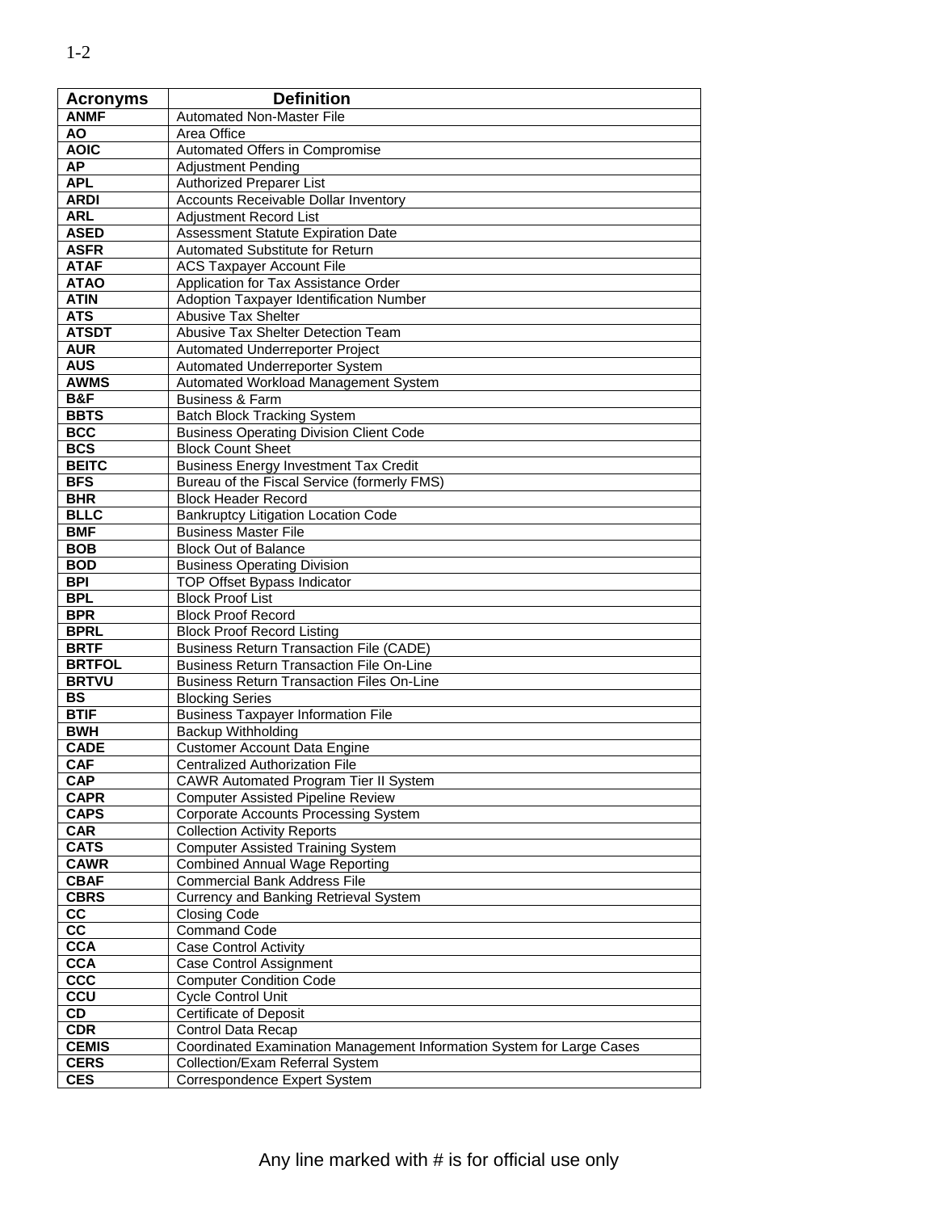| Acronyms | Definition |
|---|---|
| ANMF | Automated Non-Master File |
| AO | Area Office |
| AOIC | Automated Offers in Compromise |
| AP | Adjustment Pending |
| APL | Authorized Preparer List |
| ARDI | Accounts Receivable Dollar Inventory |
| ARL | Adjustment Record List |
| ASED | Assessment Statute Expiration Date |
| ASFR | Automated Substitute for Return |
| ATAF | ACS Taxpayer Account File |
| ATAO | Application for Tax Assistance Order |
| ATIN | Adoption Taxpayer Identification Number |
| ATS | Abusive Tax Shelter |
| ATSDT | Abusive Tax Shelter Detection Team |
| AUR | Automated Underreporter Project |
| AUS | Automated Underreporter System |
| AWMS | Automated Workload Management System |
| B&F | Business & Farm |
| BBTS | Batch Block Tracking System |
| BCC | Business Operating Division Client Code |
| BCS | Block Count Sheet |
| BEITC | Business Energy Investment Tax Credit |
| BFS | Bureau of the Fiscal Service (formerly FMS) |
| BHR | Block Header Record |
| BLLC | Bankruptcy Litigation Location Code |
| BMF | Business Master File |
| BOB | Block Out of Balance |
| BOD | Business Operating Division |
| BPI | TOP Offset Bypass Indicator |
| BPL | Block Proof List |
| BPR | Block Proof Record |
| BPRL | Block Proof Record Listing |
| BRTF | Business Return Transaction File (CADE) |
| BRTFOL | Business Return Transaction File On-Line |
| BRTVU | Business Return Transaction Files On-Line |
| BS | Blocking Series |
| BTIF | Business Taxpayer Information File |
| BWH | Backup Withholding |
| CADE | Customer Account Data Engine |
| CAF | Centralized Authorization File |
| CAP | CAWR Automated Program Tier II System |
| CAPR | Computer Assisted Pipeline Review |
| CAPS | Corporate Accounts Processing System |
| CAR | Collection Activity Reports |
| CATS | Computer Assisted Training System |
| CAWR | Combined Annual Wage Reporting |
| CBAF | Commercial Bank Address File |
| CBRS | Currency and Banking Retrieval System |
| CC | Closing Code |
| CC | Command Code |
| CCA | Case Control Activity |
| CCA | Case Control Assignment |
| CCC | Computer Condition Code |
| CCU | Cycle Control Unit |
| CD | Certificate of Deposit |
| CDR | Control Data Recap |
| CEMIS | Coordinated Examination Management Information System for Large Cases |
| CERS | Collection/Exam Referral System |
| CES | Correspondence Expert System |

Any line marked with # is for official use only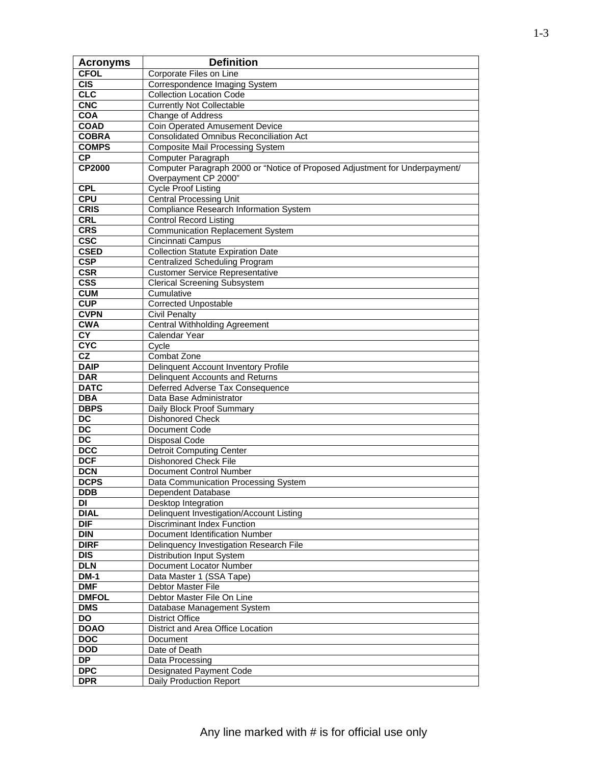| Acronyms | Definition |
|---|---|
| CFOL | Corporate Files on Line |
| CIS | Correspondence Imaging System |
| CLC | Collection Location Code |
| CNC | Currently Not Collectable |
| COA | Change of Address |
| COAD | Coin Operated Amusement Device |
| COBRA | Consolidated Omnibus Reconciliation Act |
| COMPS | Composite Mail Processing System |
| CP | Computer Paragraph |
| CP2000 | Computer Paragraph 2000 or "Notice of Proposed Adjustment for Underpayment/ Overpayment CP 2000" |
| CPL | Cycle Proof Listing |
| CPU | Central Processing Unit |
| CRIS | Compliance Research Information System |
| CRL | Control Record Listing |
| CRS | Communication Replacement System |
| CSC | Cincinnati Campus |
| CSED | Collection Statute Expiration Date |
| CSP | Centralized Scheduling Program |
| CSR | Customer Service Representative |
| CSS | Clerical Screening Subsystem |
| CUM | Cumulative |
| CUP | Corrected Unpostable |
| CVPN | Civil Penalty |
| CWA | Central Withholding Agreement |
| CY | Calendar Year |
| CYC | Cycle |
| CZ | Combat Zone |
| DAIP | Delinquent Account Inventory Profile |
| DAR | Delinquent Accounts and Returns |
| DATC | Deferred Adverse Tax Consequence |
| DBA | Data Base Administrator |
| DBPS | Daily Block Proof Summary |
| DC | Dishonored Check |
| DC | Document Code |
| DC | Disposal Code |
| DCC | Detroit Computing Center |
| DCF | Dishonored Check File |
| DCN | Document Control Number |
| DCPS | Data Communication Processing System |
| DDB | Dependent Database |
| DI | Desktop Integration |
| DIAL | Delinquent Investigation/Account Listing |
| DIF | Discriminant Index Function |
| DIN | Document Identification Number |
| DIRF | Delinquency Investigation Research File |
| DIS | Distribution Input System |
| DLN | Document Locator Number |
| DM-1 | Data Master 1 (SSA Tape) |
| DMF | Debtor Master File |
| DMFOL | Debtor Master File On Line |
| DMS | Database Management System |
| DO | District Office |
| DOAO | District and Area Office Location |
| DOC | Document |
| DOD | Date of Death |
| DP | Data Processing |
| DPC | Designated Payment Code |
| DPR | Daily Production Report |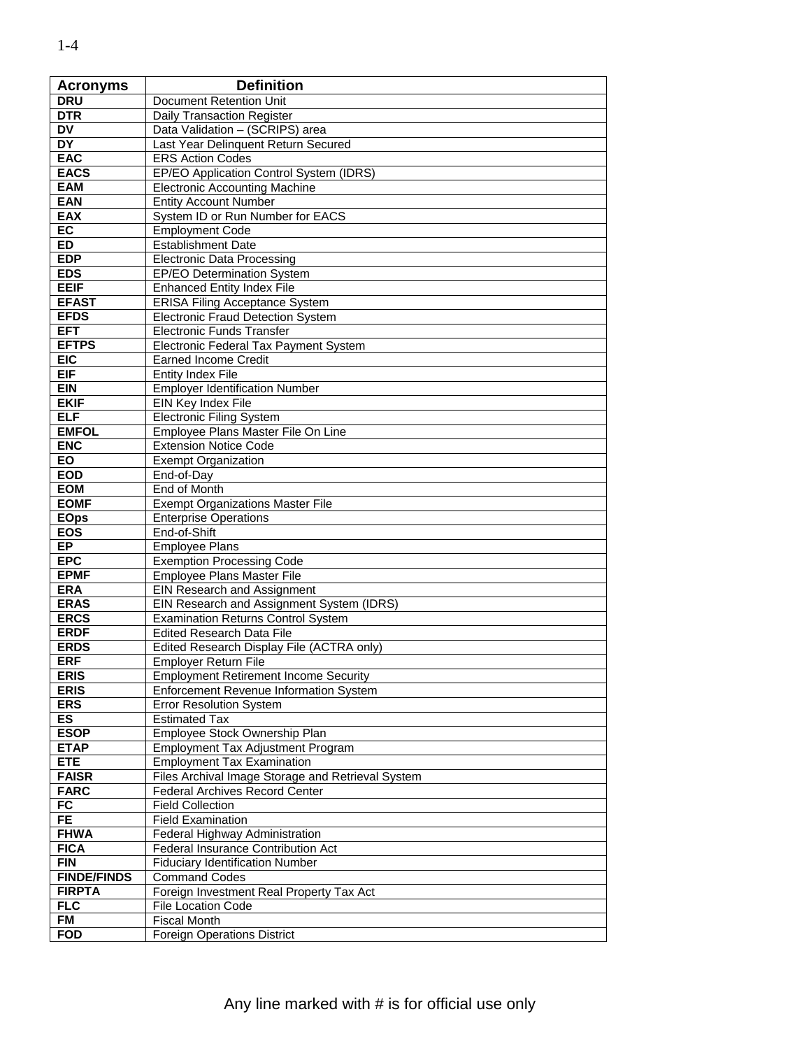| Acronyms | Definition |
|---|---|
| DRU | Document Retention Unit |
| DTR | Daily Transaction Register |
| DV | Data Validation – (SCRIPS) area |
| DY | Last Year Delinquent Return Secured |
| EAC | ERS Action Codes |
| EACS | EP/EO Application Control System (IDRS) |
| EAM | Electronic Accounting Machine |
| EAN | Entity Account Number |
| EAX | System ID or Run Number for EACS |
| EC | Employment Code |
| ED | Establishment Date |
| EDP | Electronic Data Processing |
| EDS | EP/EO Determination System |
| EEIF | Enhanced Entity Index File |
| EFAST | ERISA Filing Acceptance System |
| EFDS | Electronic Fraud Detection System |
| EFT | Electronic Funds Transfer |
| EFTPS | Electronic Federal Tax Payment System |
| EIC | Earned Income Credit |
| EIF | Entity Index File |
| EIN | Employer Identification Number |
| EKIF | EIN Key Index File |
| ELF | Electronic Filing System |
| EMFOL | Employee Plans Master File On Line |
| ENC | Extension Notice Code |
| EO | Exempt Organization |
| EOD | End-of-Day |
| EOM | End of Month |
| EOMF | Exempt Organizations Master File |
| EOps | Enterprise Operations |
| EOS | End-of-Shift |
| EP | Employee Plans |
| EPC | Exemption Processing Code |
| EPMF | Employee Plans Master File |
| ERA | EIN Research and Assignment |
| ERAS | EIN Research and Assignment System (IDRS) |
| ERCS | Examination Returns Control System |
| ERDF | Edited Research Data File |
| ERDS | Edited Research Display File (ACTRA only) |
| ERF | Employer Return File |
| ERIS | Employment Retirement Income Security |
| ERIS | Enforcement Revenue Information System |
| ERS | Error Resolution System |
| ES | Estimated Tax |
| ESOP | Employee Stock Ownership Plan |
| ETAP | Employment Tax Adjustment Program |
| ETE | Employment Tax Examination |
| FAISR | Files Archival Image Storage and Retrieval System |
| FARC | Federal Archives Record Center |
| FC | Field Collection |
| FE | Field Examination |
| FHWA | Federal Highway Administration |
| FICA | Federal Insurance Contribution Act |
| FIN | Fiduciary Identification Number |
| FINDE/FINDS | Command Codes |
| FIRPTA | Foreign Investment Real Property Tax Act |
| FLC | File Location Code |
| FM | Fiscal Month |
| FOD | Foreign Operations District |

Any line marked with # is for official use only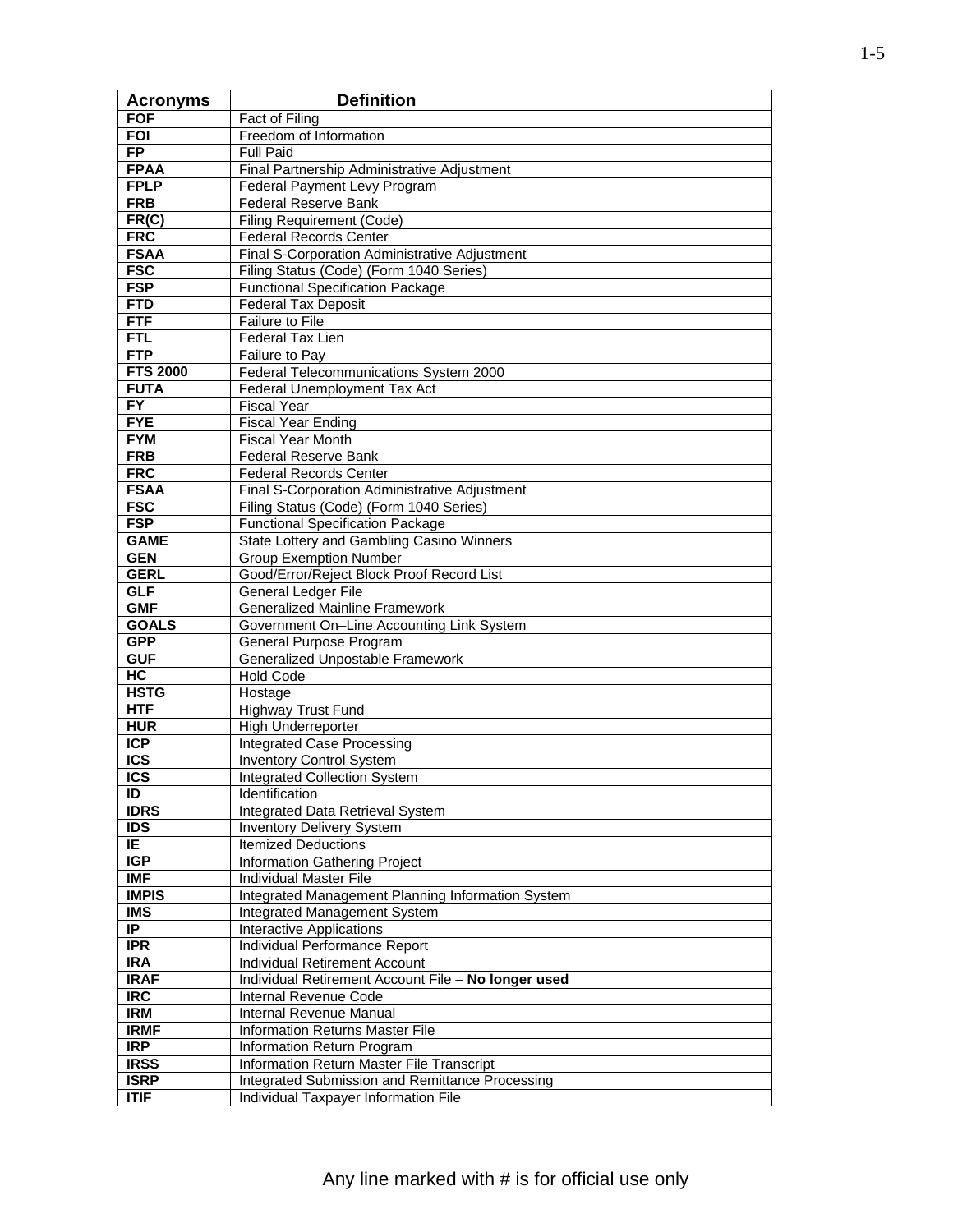| Acronyms | Definition |
|---|---|
| FOF | Fact of Filing |
| FOI | Freedom of Information |
| FP | Full Paid |
| FPAA | Final Partnership Administrative Adjustment |
| FPLP | Federal Payment Levy Program |
| FRB | Federal Reserve Bank |
| FR(C) | Filing Requirement (Code) |
| FRC | Federal Records Center |
| FSAA | Final S-Corporation Administrative Adjustment |
| FSC | Filing Status (Code) (Form 1040 Series) |
| FSP | Functional Specification Package |
| FTD | Federal Tax Deposit |
| FTF | Failure to File |
| FTL | Federal Tax Lien |
| FTP | Failure to Pay |
| FTS 2000 | Federal Telecommunications System 2000 |
| FUTA | Federal Unemployment Tax Act |
| FY | Fiscal Year |
| FYE | Fiscal Year Ending |
| FYM | Fiscal Year Month |
| FRB | Federal Reserve Bank |
| FRC | Federal Records Center |
| FSAA | Final S-Corporation Administrative Adjustment |
| FSC | Filing Status (Code) (Form 1040 Series) |
| FSP | Functional Specification Package |
| GAME | State Lottery and Gambling Casino Winners |
| GEN | Group Exemption Number |
| GERL | Good/Error/Reject Block Proof Record List |
| GLF | General Ledger File |
| GMF | Generalized Mainline Framework |
| GOALS | Government On–Line Accounting Link System |
| GPP | General Purpose Program |
| GUF | Generalized Unpostable Framework |
| HC | Hold Code |
| HSTG | Hostage |
| HTF | Highway Trust Fund |
| HUR | High Underreporter |
| ICP | Integrated Case Processing |
| ICS | Inventory Control System |
| ICS | Integrated Collection System |
| ID | Identification |
| IDRS | Integrated Data Retrieval System |
| IDS | Inventory Delivery System |
| IE | Itemized Deductions |
| IGP | Information Gathering Project |
| IMF | Individual Master File |
| IMPIS | Integrated Management Planning Information System |
| IMS | Integrated Management System |
| IP | Interactive Applications |
| IPR | Individual Performance Report |
| IRA | Individual Retirement Account |
| IRAF | Individual Retirement Account File – **No longer used** |
| IRC | Internal Revenue Code |
| IRM | Internal Revenue Manual |
| IRMF | Information Returns Master File |
| IRP | Information Return Program |
| IRSS | Information Return Master File Transcript |
| ISRP | Integrated Submission and Remittance Processing |
| ITIF | Individual Taxpayer Information File |

Any line marked with # is for official use only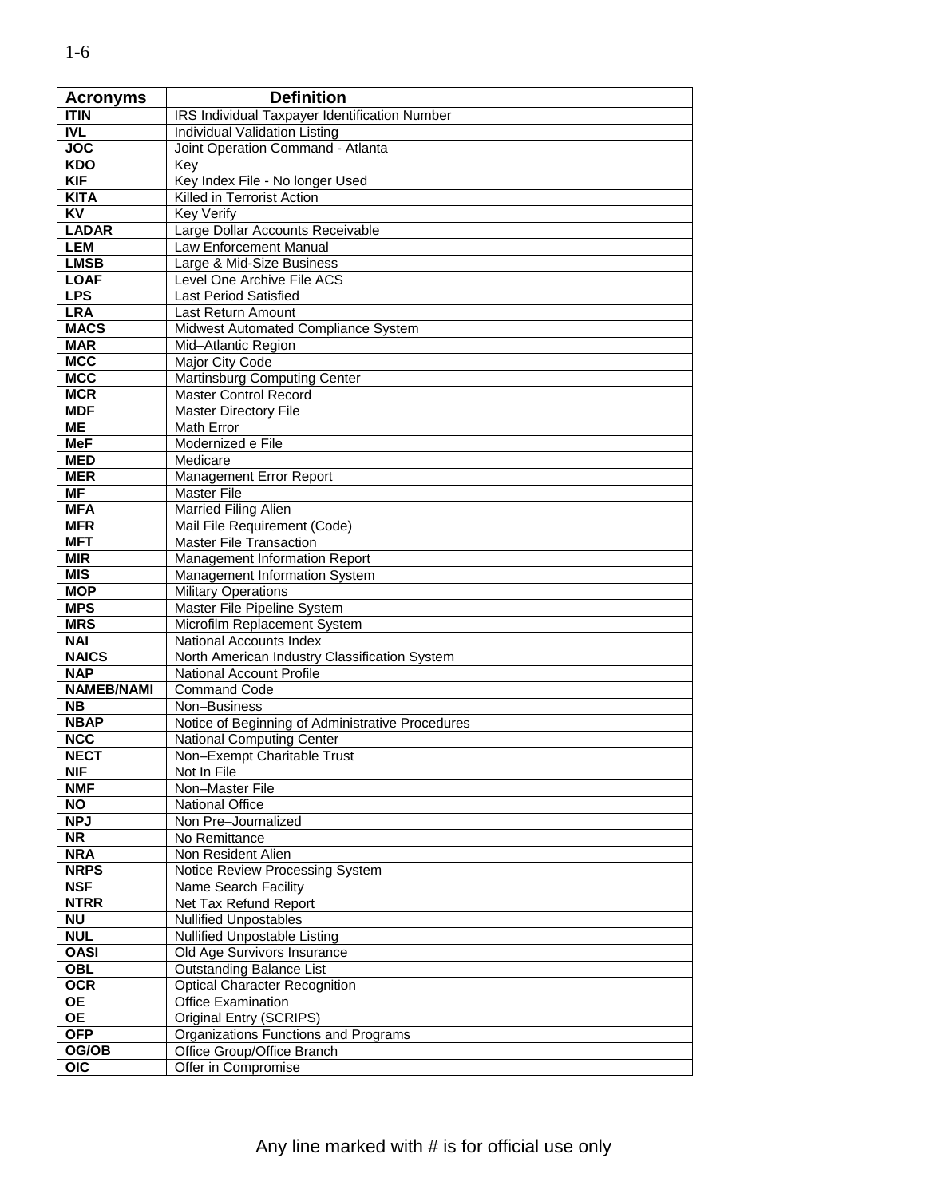| Acronyms | Definition |
|---|---|
| ITIN | IRS Individual Taxpayer Identification Number |
| IVL | Individual Validation Listing |
| JOC | Joint Operation Command - Atlanta |
| KDO | Key |
| KIF | Key Index File - No longer Used |
| KITA | Killed in Terrorist Action |
| KV | Key Verify |
| LADAR | Large Dollar Accounts Receivable |
| LEM | Law Enforcement Manual |
| LMSB | Large & Mid-Size Business |
| LOAF | Level One Archive File ACS |
| LPS | Last Period Satisfied |
| LRA | Last Return Amount |
| MACS | Midwest Automated Compliance System |
| MAR | Mid–Atlantic Region |
| MCC | Major City Code |
| MCC | Martinsburg Computing Center |
| MCR | Master Control Record |
| MDF | Master Directory File |
| ME | Math Error |
| MeF | Modernized e File |
| MED | Medicare |
| MER | Management Error Report |
| MF | Master File |
| MFA | Married Filing Alien |
| MFR | Mail File Requirement (Code) |
| MFT | Master File Transaction |
| MIR | Management Information Report |
| MIS | Management Information System |
| MOP | Military Operations |
| MPS | Master File Pipeline System |
| MRS | Microfilm Replacement System |
| NAI | National Accounts Index |
| NAICS | North American Industry Classification System |
| NAP | National Account Profile |
| NAMEB/NAMI | Command Code |
| NB | Non–Business |
| NBAP | Notice of Beginning of Administrative Procedures |
| NCC | National Computing Center |
| NECT | Non–Exempt Charitable Trust |
| NIF | Not In File |
| NMF | Non–Master File |
| NO | National Office |
| NPJ | Non Pre–Journalized |
| NR | No Remittance |
| NRA | Non Resident Alien |
| NRPS | Notice Review Processing System |
| NSF | Name Search Facility |
| NTRR | Net Tax Refund Report |
| NU | Nullified Unpostables |
| NUL | Nullified Unpostable Listing |
| OASI | Old Age Survivors Insurance |
| OBL | Outstanding Balance List |
| OCR | Optical Character Recognition |
| OE | Office Examination |
| OE | Original Entry (SCRIPS) |
| OFP | Organizations Functions and Programs |
| OG/OB | Office Group/Office Branch |
| OIC | Offer in Compromise |

Any line marked with # is for official use only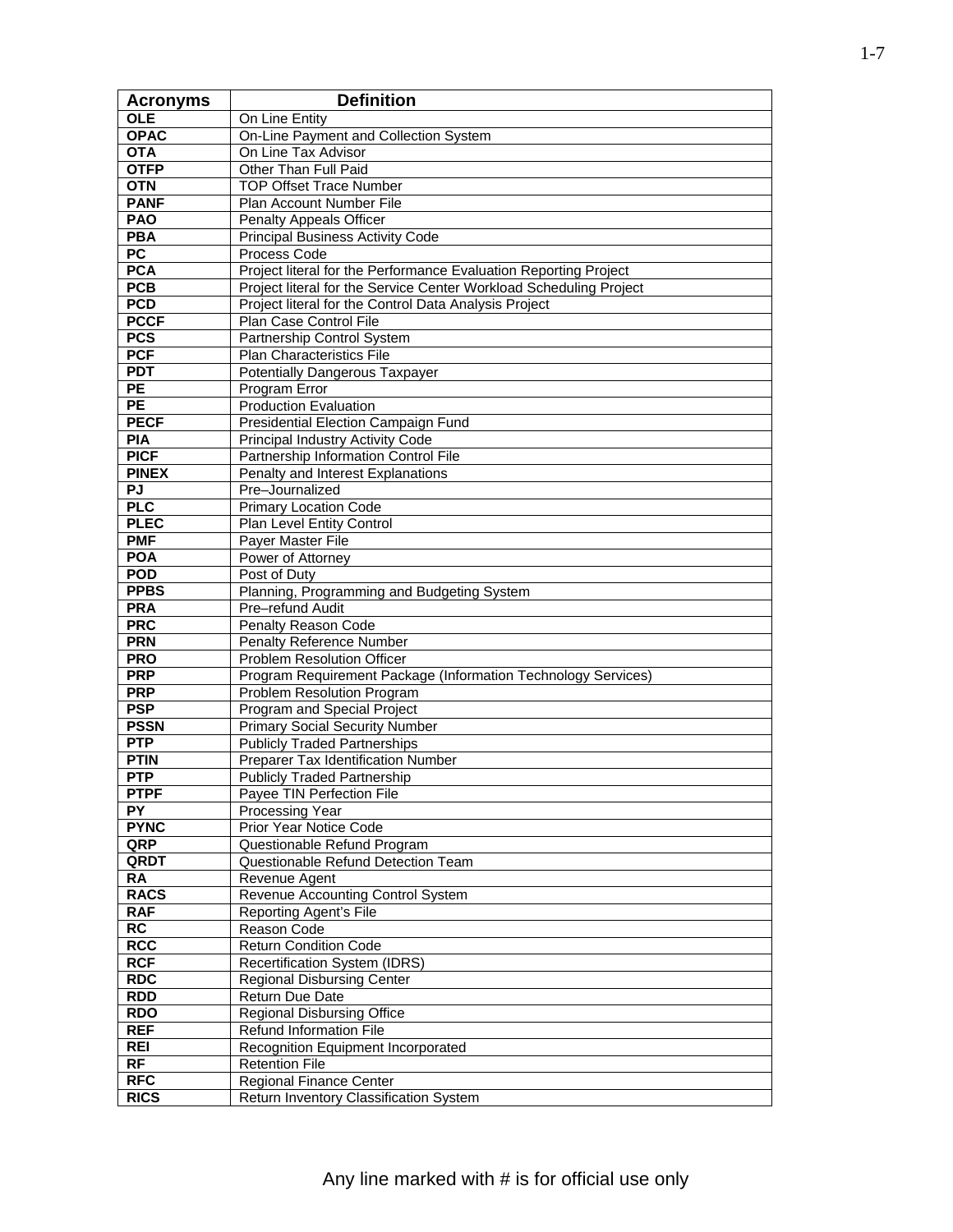| Acronyms | Definition |
|---|---|
| OLE | On Line Entity |
| OPAC | On-Line Payment and Collection System |
| OTA | On Line Tax Advisor |
| OTFP | Other Than Full Paid |
| OTN | TOP Offset Trace Number |
| PANF | Plan Account Number File |
| PAO | Penalty Appeals Officer |
| PBA | Principal Business Activity Code |
| PC | Process Code |
| PCA | Project literal for the Performance Evaluation Reporting Project |
| PCB | Project literal for the Service Center Workload Scheduling Project |
| PCD | Project literal for the Control Data Analysis Project |
| PCCF | Plan Case Control File |
| PCS | Partnership Control System |
| PCF | Plan Characteristics File |
| PDT | Potentially Dangerous Taxpayer |
| PE | Program Error |
| PE | Production Evaluation |
| PECF | Presidential Election Campaign Fund |
| PIA | Principal Industry Activity Code |
| PICF | Partnership Information Control File |
| PINEX | Penalty and Interest Explanations |
| PJ | Pre–Journalized |
| PLC | Primary Location Code |
| PLEC | Plan Level Entity Control |
| PMF | Payer Master File |
| POA | Power of Attorney |
| POD | Post of Duty |
| PPBS | Planning, Programming and Budgeting System |
| PRA | Pre–refund Audit |
| PRC | Penalty Reason Code |
| PRN | Penalty Reference Number |
| PRO | Problem Resolution Officer |
| PRP | Program Requirement Package (Information Technology Services) |
| PRP | Problem Resolution Program |
| PSP | Program and Special Project |
| PSSN | Primary Social Security Number |
| PTP | Publicly Traded Partnerships |
| PTIN | Preparer Tax Identification Number |
| PTP | Publicly Traded Partnership |
| PTPF | Payee TIN Perfection File |
| PY | Processing Year |
| PYNC | Prior Year Notice Code |
| QRP | Questionable Refund Program |
| QRDT | Questionable Refund Detection Team |
| RA | Revenue Agent |
| RACS | Revenue Accounting Control System |
| RAF | Reporting Agent's File |
| RC | Reason Code |
| RCC | Return Condition Code |
| RCF | Recertification System (IDRS) |
| RDC | Regional Disbursing Center |
| RDD | Return Due Date |
| RDO | Regional Disbursing Office |
| REF | Refund Information File |
| REI | Recognition Equipment Incorporated |
| RF | Retention File |
| RFC | Regional Finance Center |
| RICS | Return Inventory Classification System |

Any line marked with # is for official use only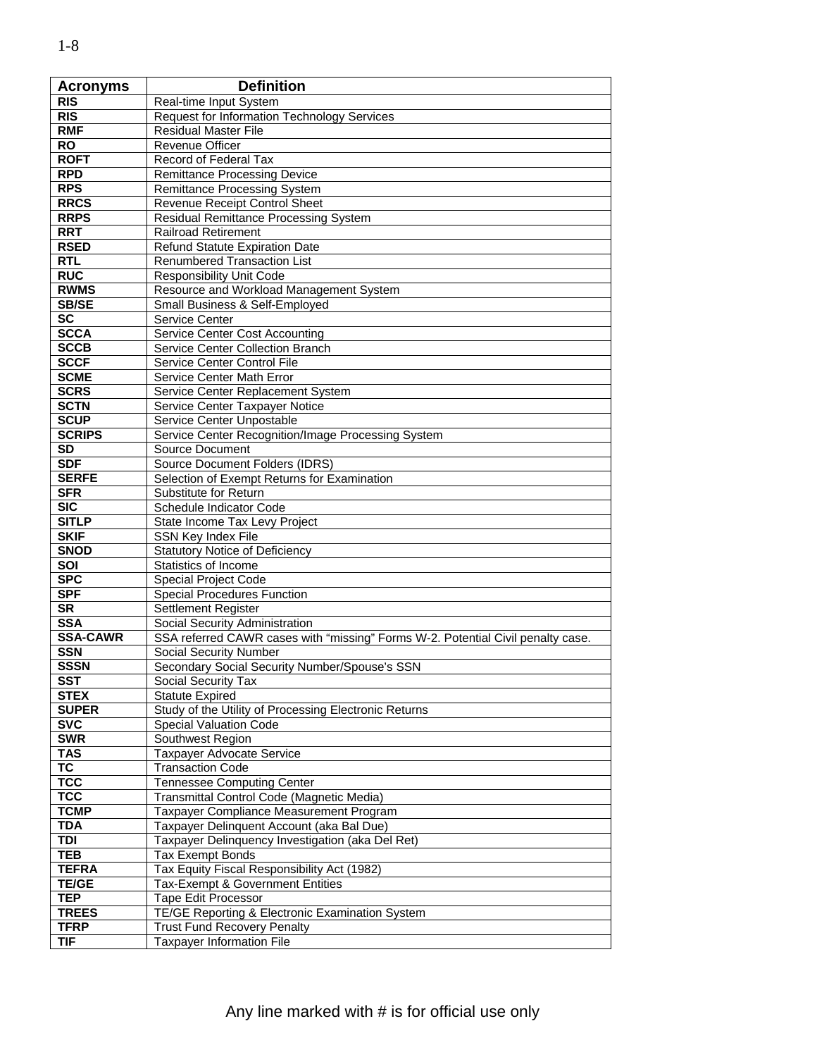| Acronyms | Definition |
|---|---|
| RIS | Real-time Input System |
| RIS | Request for Information Technology Services |
| RMF | Residual Master File |
| RO | Revenue Officer |
| ROFT | Record of Federal Tax |
| RPD | Remittance Processing Device |
| RPS | Remittance Processing System |
| RRCS | Revenue Receipt Control Sheet |
| RRPS | Residual Remittance Processing System |
| RRT | Railroad Retirement |
| RSED | Refund Statute Expiration Date |
| RTL | Renumbered Transaction List |
| RUC | Responsibility Unit Code |
| RWMS | Resource and Workload Management System |
| SB/SE | Small Business & Self-Employed |
| SC | Service Center |
| SCCA | Service Center Cost Accounting |
| SCCB | Service Center Collection Branch |
| SCCF | Service Center Control File |
| SCME | Service Center Math Error |
| SCRS | Service Center Replacement System |
| SCTN | Service Center Taxpayer Notice |
| SCUP | Service Center Unpostable |
| SCRIPS | Service Center Recognition/Image Processing System |
| SD | Source Document |
| SDF | Source Document Folders (IDRS) |
| SERFE | Selection of Exempt Returns for Examination |
| SFR | Substitute for Return |
| SIC | Schedule Indicator Code |
| SITLP | State Income Tax Levy Project |
| SKIF | SSN Key Index File |
| SNOD | Statutory Notice of Deficiency |
| SOI | Statistics of Income |
| SPC | Special Project Code |
| SPF | Special Procedures Function |
| SR | Settlement Register |
| SSA | Social Security Administration |
| SSA-CAWR | SSA referred CAWR cases with "missing" Forms W-2. Potential Civil penalty case. |
| SSN | Social Security Number |
| SSSN | Secondary Social Security Number/Spouse's SSN |
| SST | Social Security Tax |
| STEX | Statute Expired |
| SUPER | Study of the Utility of Processing Electronic Returns |
| SVC | Special Valuation Code |
| SWR | Southwest Region |
| TAS | Taxpayer Advocate Service |
| TC | Transaction Code |
| TCC | Tennessee Computing Center |
| TCC | Transmittal Control Code (Magnetic Media) |
| TCMP | Taxpayer Compliance Measurement Program |
| TDA | Taxpayer Delinquent Account (aka Bal Due) |
| TDI | Taxpayer Delinquency Investigation (aka Del Ret) |
| TEB | Tax Exempt Bonds |
| TEFRA | Tax Equity Fiscal Responsibility Act (1982) |
| TE/GE | Tax-Exempt & Government Entities |
| TEP | Tape Edit Processor |
| TREES | TE/GE Reporting & Electronic Examination System |
| TFRP | Trust Fund Recovery Penalty |
| TIF | Taxpayer Information File |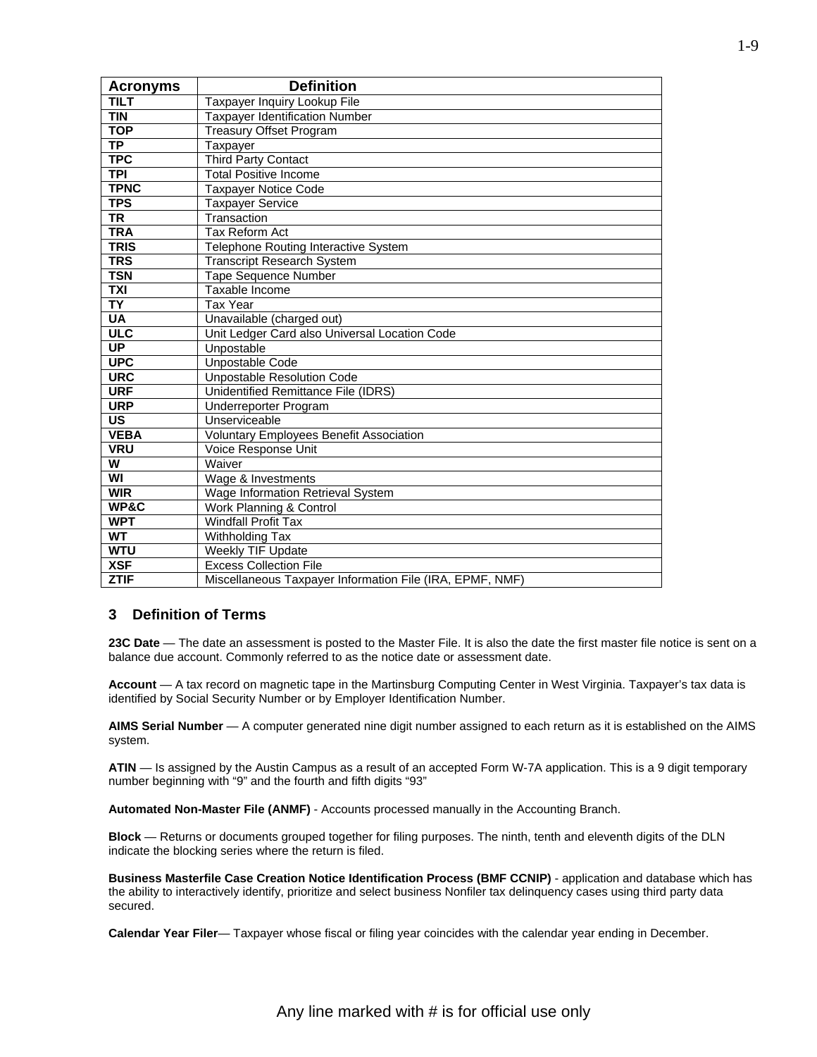| Acronyms | Definition |
|---|---|
| **TILT** | Taxpayer Inquiry Lookup File |
| **TIN** | Taxpayer Identification Number |
| **TOP** | Treasury Offset Program |
| **TP** | Taxpayer |
| **TPC** | Third Party Contact |
| **TPI** | Total Positive Income |
| **TPNC** | Taxpayer Notice Code |
| **TPS** | Taxpayer Service |
| **TR** | Transaction |
| **TRA** | Tax Reform Act |
| **TRIS** | Telephone Routing Interactive System |
| **TRS** | Transcript Research System |
| **TSN** | Tape Sequence Number |
| **TXI** | Taxable Income |
| **TY** | Tax Year |
| **UA** | Unavailable (charged out) |
| **ULC** | Unit Ledger Card also Universal Location Code |
| **UP** | Unpostable |
| **UPC** | Unpostable Code |
| **URC** | Unpostable Resolution Code |
| **URF** | Unidentified Remittance File (IDRS) |
| **URP** | Underreporter Program |
| **US** | Unserviceable |
| **VEBA** | Voluntary Employees Benefit Association |
| **VRU** | Voice Response Unit |
| **W** | Waiver |
| **WI** | Wage & Investments |
| **WIR** | Wage Information Retrieval System |
| **WP&C** | Work Planning & Control |
| **WPT** | Windfall Profit Tax |
| **WT** | Withholding Tax |
| **WTU** | Weekly TIF Update |
| **XSF** | Excess Collection File |
| **ZTIF** | Miscellaneous Taxpayer Information File (IRA, EPMF, NMF) |

## 3 Definition of Terms

**23C Date** — The date an assessment is posted to the Master File. It is also the date the first master file notice is sent on a balance due account. Commonly referred to as the notice date or assessment date.

**Account** — A tax record on magnetic tape in the Martinsburg Computing Center in West Virginia. Taxpayer's tax data is identified by Social Security Number or by Employer Identification Number.

**AIMS Serial Number** — A computer generated nine digit number assigned to each return as it is established on the AIMS system.

**ATIN** — Is assigned by the Austin Campus as a result of an accepted Form W-7A application. This is a 9 digit temporary number beginning with "9" and the fourth and fifth digits "93"

**Automated Non-Master File (ANMF)** - Accounts processed manually in the Accounting Branch.

**Block** — Returns or documents grouped together for filing purposes. The ninth, tenth and eleventh digits of the DLN indicate the blocking series where the return is filed.

**Business Masterfile Case Creation Notice Identification Process (BMF CCNIP)** - application and database which has the ability to interactively identify, prioritize and select business Nonfiler tax delinquency cases using third party data secured.

**Calendar Year Filer**— Taxpayer whose fiscal or filing year coincides with the calendar year ending in December.

Any line marked with # is for official use only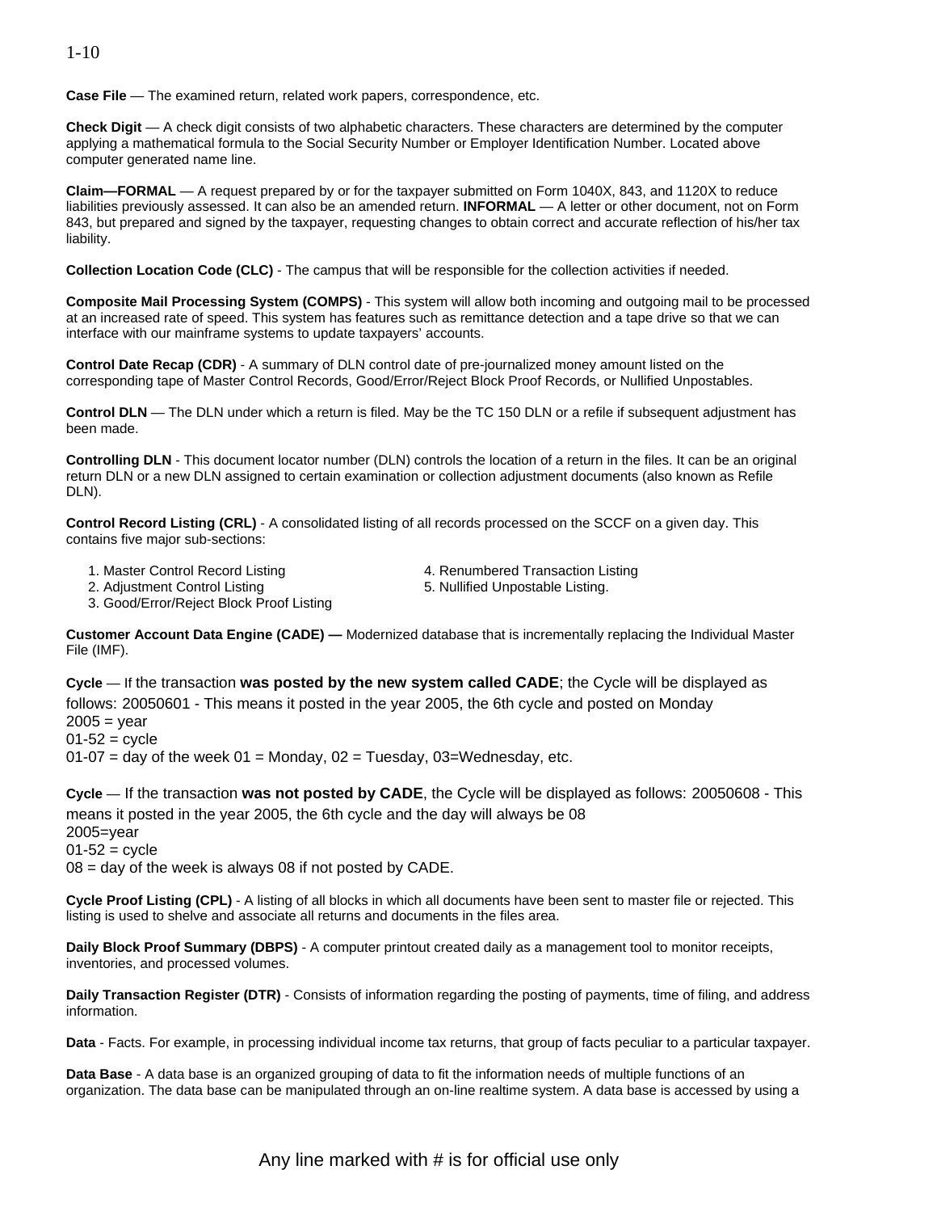**Case File** — The examined return, related work papers, correspondence, etc.

**Check Digit** — A check digit consists of two alphabetic characters. These characters are determined by the computer applying a mathematical formula to the Social Security Number or Employer Identification Number. Located above computer generated name line.

**Claim—FORMAL** — A request prepared by or for the taxpayer submitted on Form 1040X, 843, and 1120X to reduce liabilities previously assessed. It can also be an amended return. **INFORMAL** — A letter or other document, not on Form 843, but prepared and signed by the taxpayer, requesting changes to obtain correct and accurate reflection of his/her tax liability.

**Collection Location Code (CLC)** - The campus that will be responsible for the collection activities if needed.

**Composite Mail Processing System (COMPS)** - This system will allow both incoming and outgoing mail to be processed at an increased rate of speed. This system has features such as remittance detection and a tape drive so that we can interface with our mainframe systems to update taxpayers' accounts.

**Control Date Recap (CDR)** - A summary of DLN control date of pre-journalized money amount listed on the corresponding tape of Master Control Records, Good/Error/Reject Block Proof Records, or Nullified Unpostables.

**Control DLN** — The DLN under which a return is filed. May be the TC 150 DLN or a refile if subsequent adjustment has been made.

**Controlling DLN** - This document locator number (DLN) controls the location of a return in the files. It can be an original return DLN or a new DLN assigned to certain examination or collection adjustment documents (also known as Refile DLN).

**Control Record Listing (CRL)** - A consolidated listing of all records processed on the SCCF on a given day. This contains five major sub-sections:

1. Master Control Record Listing
2. Adjustment Control Listing
3. Good/Error/Reject Block Proof Listing
4. Renumbered Transaction Listing
5. Nullified Unpostable Listing.

**Customer Account Data Engine (CADE) —** Modernized database that is incrementally replacing the Individual Master File (IMF).

**Cycle** — If the transaction **was posted by the new system called CADE**; the Cycle will be displayed as follows: 20050601 - This means it posted in the year 2005, the 6th cycle and posted on Monday
2005 = year
01-52 = cycle
01-07 = day of the week 01 = Monday, 02 = Tuesday, 03=Wednesday, etc.

**Cycle** — If the transaction **was not posted by CADE**, the Cycle will be displayed as follows: 20050608 - This means it posted in the year 2005, the 6th cycle and the day will always be 08
2005=year
01-52 = cycle
08 = day of the week is always 08 if not posted by CADE.

**Cycle Proof Listing (CPL)** - A listing of all blocks in which all documents have been sent to master file or rejected. This listing is used to shelve and associate all returns and documents in the files area.

**Daily Block Proof Summary (DBPS)** - A computer printout created daily as a management tool to monitor receipts, inventories, and processed volumes.

**Daily Transaction Register (DTR)** - Consists of information regarding the posting of payments, time of filing, and address information.

**Data** - Facts. For example, in processing individual income tax returns, that group of facts peculiar to a particular taxpayer.

**Data Base** - A data base is an organized grouping of data to fit the information needs of multiple functions of an organization. The data base can be manipulated through an on-line realtime system. A data base is accessed by using a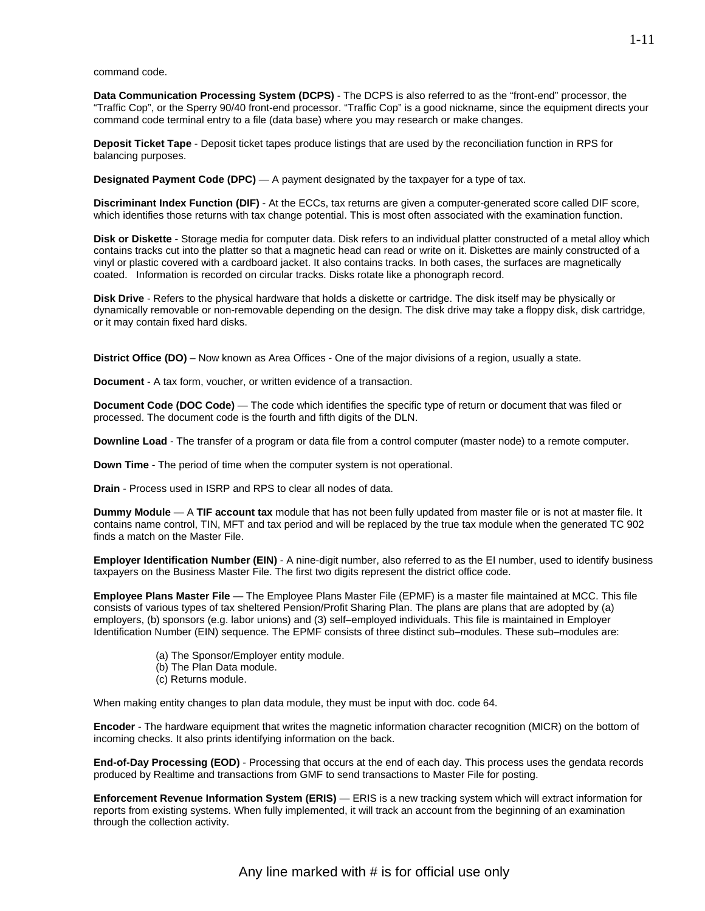command code.

**Data Communication Processing System (DCPS)** - The DCPS is also referred to as the “front-end” processor, the “Traffic Cop”, or the Sperry 90/40 front-end processor. “Traffic Cop” is a good nickname, since the equipment directs your command code terminal entry to a file (data base) where you may research or make changes.

**Deposit Ticket Tape** - Deposit ticket tapes produce listings that are used by the reconciliation function in RPS for balancing purposes.

**Designated Payment Code (DPC)** — A payment designated by the taxpayer for a type of tax.

**Discriminant Index Function (DIF)** - At the ECCs, tax returns are given a computer-generated score called DIF score, which identifies those returns with tax change potential. This is most often associated with the examination function.

**Disk or Diskette** - Storage media for computer data. Disk refers to an individual platter constructed of a metal alloy which contains tracks cut into the platter so that a magnetic head can read or write on it. Diskettes are mainly constructed of a vinyl or plastic covered with a cardboard jacket. It also contains tracks. In both cases, the surfaces are magnetically coated. Information is recorded on circular tracks. Disks rotate like a phonograph record.

**Disk Drive** - Refers to the physical hardware that holds a diskette or cartridge. The disk itself may be physically or dynamically removable or non-removable depending on the design. The disk drive may take a floppy disk, disk cartridge, or it may contain fixed hard disks.

**District Office (DO)** – Now known as Area Offices - One of the major divisions of a region, usually a state.

**Document** - A tax form, voucher, or written evidence of a transaction.

**Document Code (DOC Code)** — The code which identifies the specific type of return or document that was filed or processed. The document code is the fourth and fifth digits of the DLN.

**Downline Load** - The transfer of a program or data file from a control computer (master node) to a remote computer.

**Down Time** - The period of time when the computer system is not operational.

**Drain** - Process used in ISRP and RPS to clear all nodes of data.

**Dummy Module** — A **TIF account tax** module that has not been fully updated from master file or is not at master file. It contains name control, TIN, MFT and tax period and will be replaced by the true tax module when the generated TC 902 finds a match on the Master File.

**Employer Identification Number (EIN)** - A nine-digit number, also referred to as the EI number, used to identify business taxpayers on the Business Master File. The first two digits represent the district office code.

**Employee Plans Master File** — The Employee Plans Master File (EPMF) is a master file maintained at MCC. This file consists of various types of tax sheltered Pension/Profit Sharing Plan. The plans are plans that are adopted by (a) employers, (b) sponsors (e.g. labor unions) and (3) self–employed individuals. This file is maintained in Employer Identification Number (EIN) sequence. The EPMF consists of three distinct sub–modules. These sub–modules are:

(a) The Sponsor/Employer entity module.
(b) The Plan Data module.
(c) Returns module.

When making entity changes to plan data module, they must be input with doc. code 64.

**Encoder** - The hardware equipment that writes the magnetic information character recognition (MICR) on the bottom of incoming checks. It also prints identifying information on the back.

**End-of-Day Processing (EOD)** - Processing that occurs at the end of each day. This process uses the gendata records produced by Realtime and transactions from GMF to send transactions to Master File for posting.

**Enforcement Revenue Information System (ERIS)** — ERIS is a new tracking system which will extract information for reports from existing systems. When fully implemented, it will track an account from the beginning of an examination through the collection activity.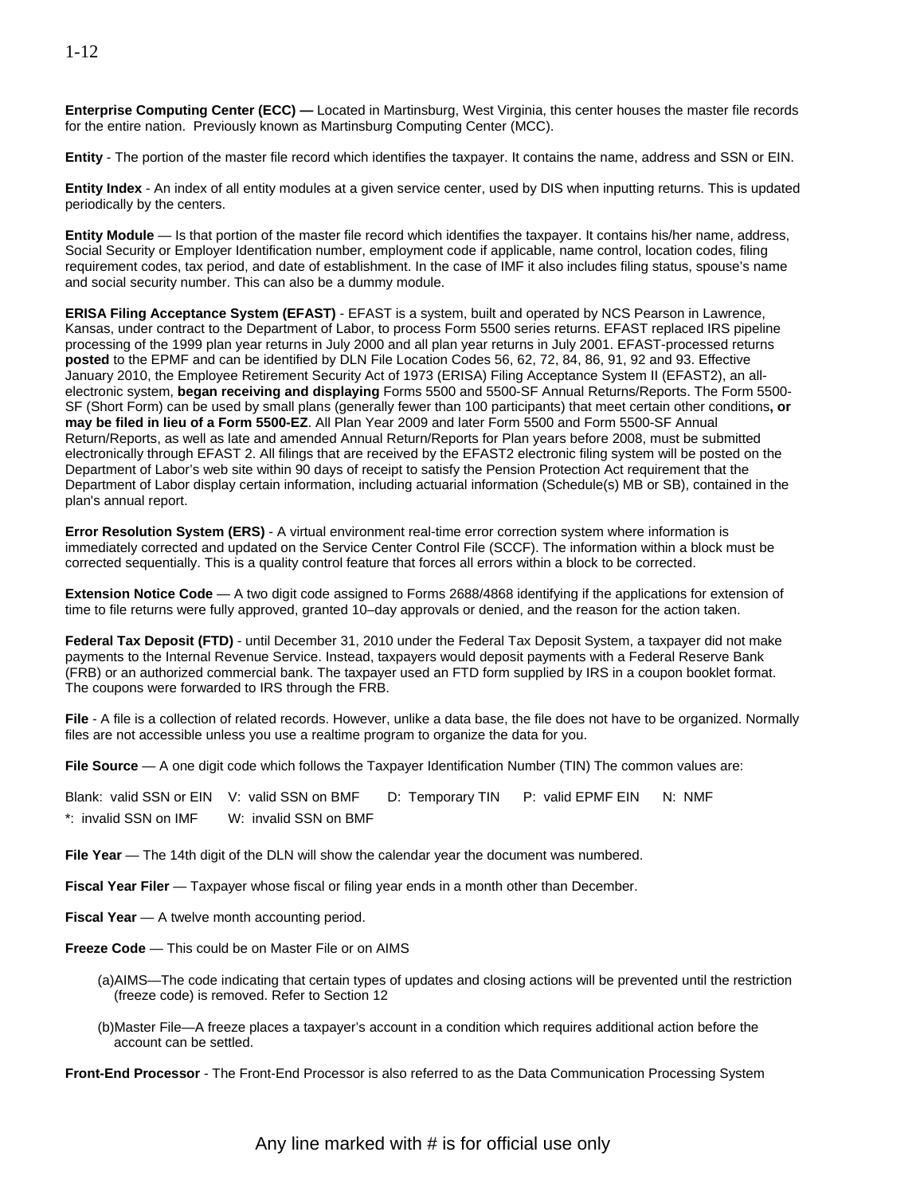**Enterprise Computing Center (ECC) —** Located in Martinsburg, West Virginia, this center houses the master file records for the entire nation. Previously known as Martinsburg Computing Center (MCC).

**Entity** - The portion of the master file record which identifies the taxpayer. It contains the name, address and SSN or EIN.

**Entity Index** - An index of all entity modules at a given service center, used by DIS when inputting returns. This is updated periodically by the centers.

**Entity Module** — Is that portion of the master file record which identifies the taxpayer. It contains his/her name, address, Social Security or Employer Identification number, employment code if applicable, name control, location codes, filing requirement codes, tax period, and date of establishment. In the case of IMF it also includes filing status, spouse's name and social security number. This can also be a dummy module.

**ERISA Filing Acceptance System (EFAST)** - EFAST is a system, built and operated by NCS Pearson in Lawrence, Kansas, under contract to the Department of Labor, to process Form 5500 series returns. EFAST replaced IRS pipeline processing of the 1999 plan year returns in July 2000 and all plan year returns in July 2001. EFAST-processed returns **posted** to the EPMF and can be identified by DLN File Location Codes 56, 62, 72, 84, 86, 91, 92 and 93. Effective January 2010, the Employee Retirement Security Act of 1973 (ERISA) Filing Acceptance System II (EFAST2), an all-electronic system, **began receiving and displaying** Forms 5500 and 5500-SF Annual Returns/Reports. The Form 5500-SF (Short Form) can be used by small plans (generally fewer than 100 participants) that meet certain other conditions**, or may be filed in lieu of a Form 5500-EZ**. All Plan Year 2009 and later Form 5500 and Form 5500-SF Annual Return/Reports, as well as late and amended Annual Return/Reports for Plan years before 2008, must be submitted electronically through EFAST 2. All filings that are received by the EFAST2 electronic filing system will be posted on the Department of Labor's web site within 90 days of receipt to satisfy the Pension Protection Act requirement that the Department of Labor display certain information, including actuarial information (Schedule(s) MB or SB), contained in the plan's annual report.

**Error Resolution System (ERS)** - A virtual environment real-time error correction system where information is immediately corrected and updated on the Service Center Control File (SCCF). The information within a block must be corrected sequentially. This is a quality control feature that forces all errors within a block to be corrected.

**Extension Notice Code** — A two digit code assigned to Forms 2688/4868 identifying if the applications for extension of time to file returns were fully approved, granted 10–day approvals or denied, and the reason for the action taken.

**Federal Tax Deposit (FTD)** - until December 31, 2010 under the Federal Tax Deposit System, a taxpayer did not make payments to the Internal Revenue Service. Instead, taxpayers would deposit payments with a Federal Reserve Bank (FRB) or an authorized commercial bank. The taxpayer used an FTD form supplied by IRS in a coupon booklet format. The coupons were forwarded to IRS through the FRB.

**File** - A file is a collection of related records. However, unlike a data base, the file does not have to be organized. Normally files are not accessible unless you use a realtime program to organize the data for you.

**File Source** — A one digit code which follows the Taxpayer Identification Number (TIN) The common values are:

Blank: valid SSN or EIN    V: valid SSN on BMF    D: Temporary TIN    P: valid EPMF EIN    N: NMF

*: invalid SSN on IMF    W: invalid SSN on BMF

**File Year** — The 14th digit of the DLN will show the calendar year the document was numbered.

**Fiscal Year Filer** — Taxpayer whose fiscal or filing year ends in a month other than December.

**Fiscal Year** — A twelve month accounting period.

**Freeze Code** — This could be on Master File or on AIMS

(a) AIMS—The code indicating that certain types of updates and closing actions will be prevented until the restriction (freeze code) is removed. Refer to Section 12

(b) Master File—A freeze places a taxpayer's account in a condition which requires additional action before the account can be settled.

**Front-End Processor** - The Front-End Processor is also referred to as the Data Communication Processing System

Any line marked with # is for official use only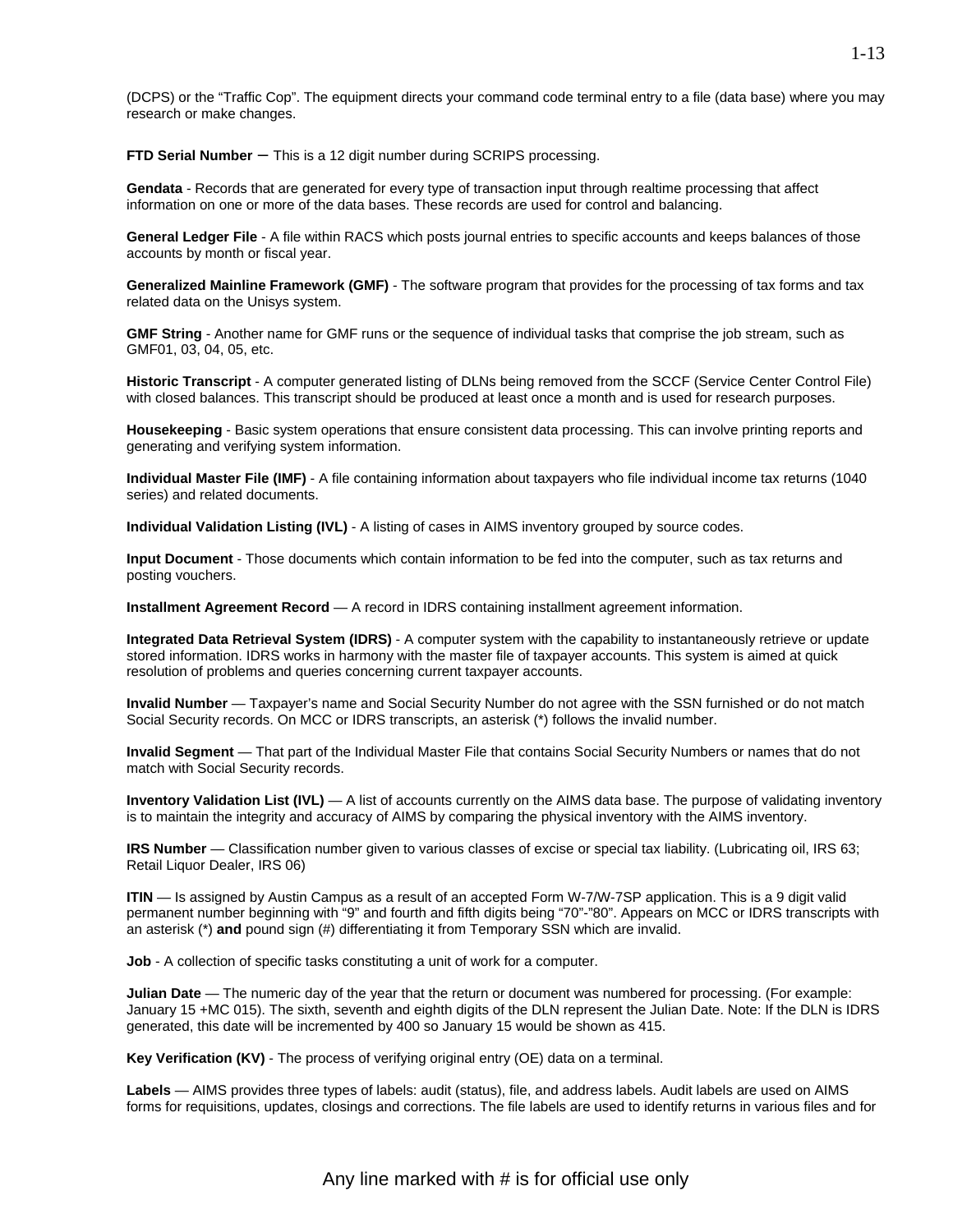(DCPS) or the "Traffic Cop". The equipment directs your command code terminal entry to a file (data base) where you may research or make changes.

**FTD Serial Number** – This is a 12 digit number during SCRIPS processing.

**Gendata** - Records that are generated for every type of transaction input through realtime processing that affect information on one or more of the data bases. These records are used for control and balancing.

**General Ledger File** - A file within RACS which posts journal entries to specific accounts and keeps balances of those accounts by month or fiscal year.

**Generalized Mainline Framework (GMF)** - The software program that provides for the processing of tax forms and tax related data on the Unisys system.

**GMF String** - Another name for GMF runs or the sequence of individual tasks that comprise the job stream, such as GMF01, 03, 04, 05, etc.

**Historic Transcript** - A computer generated listing of DLNs being removed from the SCCF (Service Center Control File) with closed balances. This transcript should be produced at least once a month and is used for research purposes.

**Housekeeping** - Basic system operations that ensure consistent data processing. This can involve printing reports and generating and verifying system information.

**Individual Master File (IMF)** - A file containing information about taxpayers who file individual income tax returns (1040 series) and related documents.

**Individual Validation Listing (IVL)** - A listing of cases in AIMS inventory grouped by source codes.

**Input Document** - Those documents which contain information to be fed into the computer, such as tax returns and posting vouchers.

**Installment Agreement Record** — A record in IDRS containing installment agreement information.

**Integrated Data Retrieval System (IDRS)** - A computer system with the capability to instantaneously retrieve or update stored information. IDRS works in harmony with the master file of taxpayer accounts. This system is aimed at quick resolution of problems and queries concerning current taxpayer accounts.

**Invalid Number** — Taxpayer's name and Social Security Number do not agree with the SSN furnished or do not match Social Security records. On MCC or IDRS transcripts, an asterisk (*) follows the invalid number.

**Invalid Segment** — That part of the Individual Master File that contains Social Security Numbers or names that do not match with Social Security records.

**Inventory Validation List (IVL)** — A list of accounts currently on the AIMS data base. The purpose of validating inventory is to maintain the integrity and accuracy of AIMS by comparing the physical inventory with the AIMS inventory.

**IRS Number** — Classification number given to various classes of excise or special tax liability. (Lubricating oil, IRS 63; Retail Liquor Dealer, IRS 06)

**ITIN** — Is assigned by Austin Campus as a result of an accepted Form W-7/W-7SP application. This is a 9 digit valid permanent number beginning with "9" and fourth and fifth digits being "70"-"80". Appears on MCC or IDRS transcripts with an asterisk (*) **and** pound sign (#) differentiating it from Temporary SSN which are invalid.

**Job** - A collection of specific tasks constituting a unit of work for a computer.

**Julian Date** — The numeric day of the year that the return or document was numbered for processing. (For example: January 15 +MC 015). The sixth, seventh and eighth digits of the DLN represent the Julian Date. Note: If the DLN is IDRS generated, this date will be incremented by 400 so January 15 would be shown as 415.

**Key Verification (KV)** - The process of verifying original entry (OE) data on a terminal.

**Labels** — AIMS provides three types of labels: audit (status), file, and address labels. Audit labels are used on AIMS forms for requisitions, updates, closings and corrections. The file labels are used to identify returns in various files and for

Any line marked with # is for official use only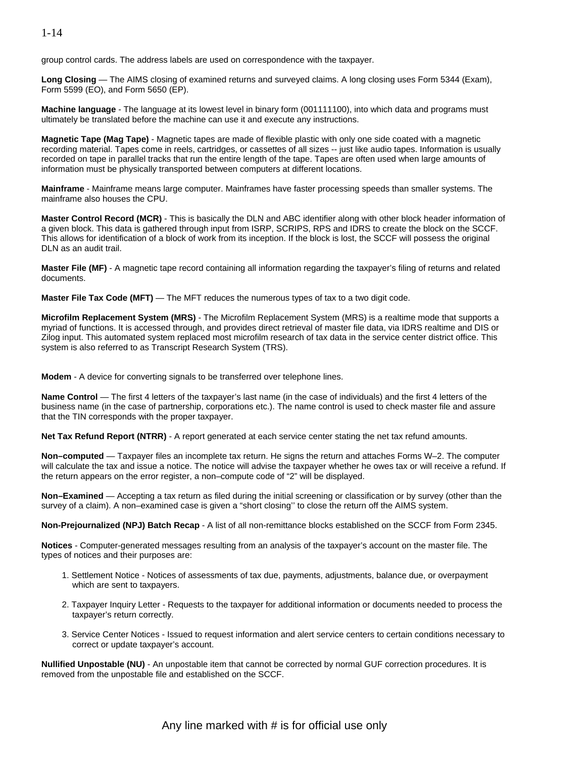group control cards. The address labels are used on correspondence with the taxpayer.

**Long Closing** — The AIMS closing of examined returns and surveyed claims. A long closing uses Form 5344 (Exam), Form 5599 (EO), and Form 5650 (EP).

**Machine language** - The language at its lowest level in binary form (001111100), into which data and programs must ultimately be translated before the machine can use it and execute any instructions.

**Magnetic Tape (Mag Tape)** - Magnetic tapes are made of flexible plastic with only one side coated with a magnetic recording material. Tapes come in reels, cartridges, or cassettes of all sizes -- just like audio tapes. Information is usually recorded on tape in parallel tracks that run the entire length of the tape. Tapes are often used when large amounts of information must be physically transported between computers at different locations.

**Mainframe** - Mainframe means large computer. Mainframes have faster processing speeds than smaller systems. The mainframe also houses the CPU.

**Master Control Record (MCR)** - This is basically the DLN and ABC identifier along with other block header information of a given block. This data is gathered through input from ISRP, SCRIPS, RPS and IDRS to create the block on the SCCF. This allows for identification of a block of work from its inception. If the block is lost, the SCCF will possess the original DLN as an audit trail.

**Master File (MF)** - A magnetic tape record containing all information regarding the taxpayer's filing of returns and related documents.

**Master File Tax Code (MFT)** — The MFT reduces the numerous types of tax to a two digit code.

**Microfilm Replacement System (MRS)** - The Microfilm Replacement System (MRS) is a realtime mode that supports a myriad of functions. It is accessed through, and provides direct retrieval of master file data, via IDRS realtime and DIS or Zilog input. This automated system replaced most microfilm research of tax data in the service center district office. This system is also referred to as Transcript Research System (TRS).

**Modem** - A device for converting signals to be transferred over telephone lines.

**Name Control** — The first 4 letters of the taxpayer's last name (in the case of individuals) and the first 4 letters of the business name (in the case of partnership, corporations etc.). The name control is used to check master file and assure that the TIN corresponds with the proper taxpayer.

**Net Tax Refund Report (NTRR)** - A report generated at each service center stating the net tax refund amounts.

**Non–computed** — Taxpayer files an incomplete tax return. He signs the return and attaches Forms W–2. The computer will calculate the tax and issue a notice. The notice will advise the taxpayer whether he owes tax or will receive a refund. If the return appears on the error register, a non–compute code of "2" will be displayed.

**Non–Examined** — Accepting a tax return as filed during the initial screening or classification or by survey (other than the survey of a claim). A non–examined case is given a "short closing'' to close the return off the AIMS system.

**Non-Prejournalized (NPJ) Batch Recap** - A list of all non-remittance blocks established on the SCCF from Form 2345.

**Notices** - Computer-generated messages resulting from an analysis of the taxpayer's account on the master file. The types of notices and their purposes are:

1. Settlement Notice - Notices of assessments of tax due, payments, adjustments, balance due, or overpayment which are sent to taxpayers.
2. Taxpayer Inquiry Letter - Requests to the taxpayer for additional information or documents needed to process the taxpayer's return correctly.
3. Service Center Notices - Issued to request information and alert service centers to certain conditions necessary to correct or update taxpayer's account.

**Nullified Unpostable (NU)** - An unpostable item that cannot be corrected by normal GUF correction procedures. It is removed from the unpostable file and established on the SCCF.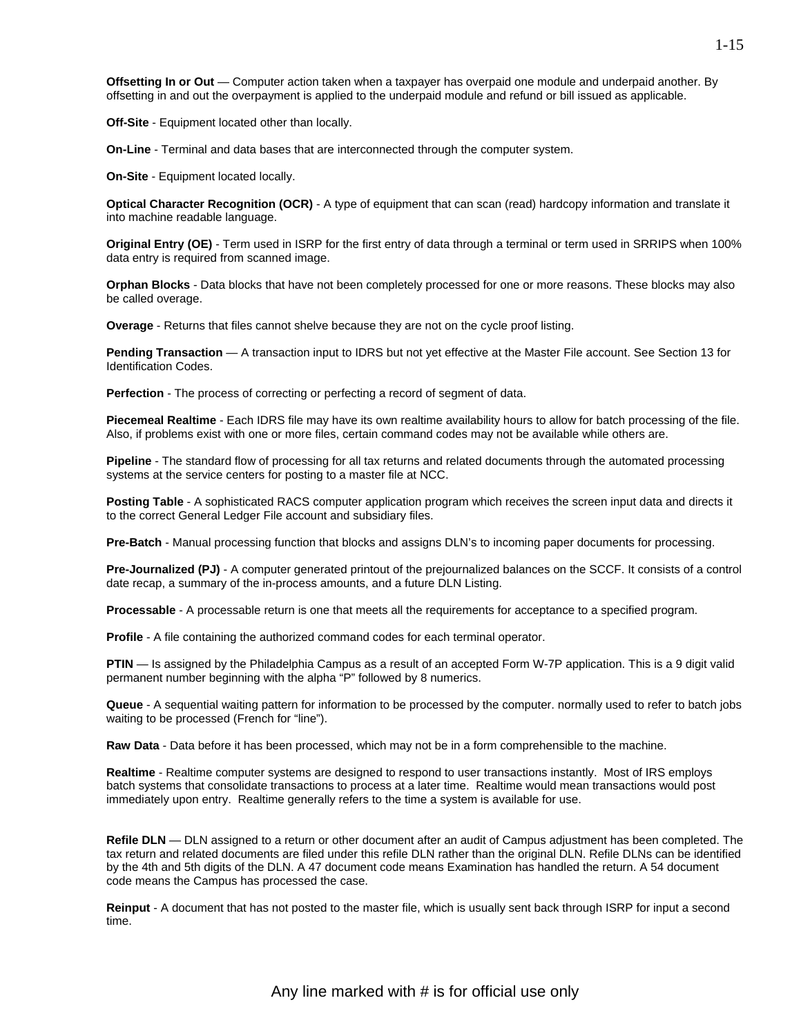**Offsetting In or Out** — Computer action taken when a taxpayer has overpaid one module and underpaid another. By offsetting in and out the overpayment is applied to the underpaid module and refund or bill issued as applicable.

**Off-Site** - Equipment located other than locally.

**On-Line** - Terminal and data bases that are interconnected through the computer system.

**On-Site** - Equipment located locally.

**Optical Character Recognition (OCR)** - A type of equipment that can scan (read) hardcopy information and translate it into machine readable language.

**Original Entry (OE)** - Term used in ISRP for the first entry of data through a terminal or term used in SRRIPS when 100% data entry is required from scanned image.

**Orphan Blocks** - Data blocks that have not been completely processed for one or more reasons. These blocks may also be called overage.

**Overage** - Returns that files cannot shelve because they are not on the cycle proof listing.

**Pending Transaction** — A transaction input to IDRS but not yet effective at the Master File account. See Section 13 for Identification Codes.

**Perfection** - The process of correcting or perfecting a record of segment of data.

**Piecemeal Realtime** - Each IDRS file may have its own realtime availability hours to allow for batch processing of the file. Also, if problems exist with one or more files, certain command codes may not be available while others are.

**Pipeline** - The standard flow of processing for all tax returns and related documents through the automated processing systems at the service centers for posting to a master file at NCC.

**Posting Table** - A sophisticated RACS computer application program which receives the screen input data and directs it to the correct General Ledger File account and subsidiary files.

**Pre-Batch** - Manual processing function that blocks and assigns DLN's to incoming paper documents for processing.

**Pre-Journalized (PJ)** - A computer generated printout of the prejournalized balances on the SCCF. It consists of a control date recap, a summary of the in-process amounts, and a future DLN Listing.

**Processable** - A processable return is one that meets all the requirements for acceptance to a specified program.

**Profile** - A file containing the authorized command codes for each terminal operator.

**PTIN** — Is assigned by the Philadelphia Campus as a result of an accepted Form W-7P application. This is a 9 digit valid permanent number beginning with the alpha "P" followed by 8 numerics.

**Queue** - A sequential waiting pattern for information to be processed by the computer. normally used to refer to batch jobs waiting to be processed (French for "line").

**Raw Data** - Data before it has been processed, which may not be in a form comprehensible to the machine.

**Realtime** - Realtime computer systems are designed to respond to user transactions instantly. Most of IRS employs batch systems that consolidate transactions to process at a later time. Realtime would mean transactions would post immediately upon entry. Realtime generally refers to the time a system is available for use.

**Refile DLN** — DLN assigned to a return or other document after an audit of Campus adjustment has been completed. The tax return and related documents are filed under this refile DLN rather than the original DLN. Refile DLNs can be identified by the 4th and 5th digits of the DLN. A 47 document code means Examination has handled the return. A 54 document code means the Campus has processed the case.

**Reinput** - A document that has not posted to the master file, which is usually sent back through ISRP for input a second time.

Any line marked with # is for official use only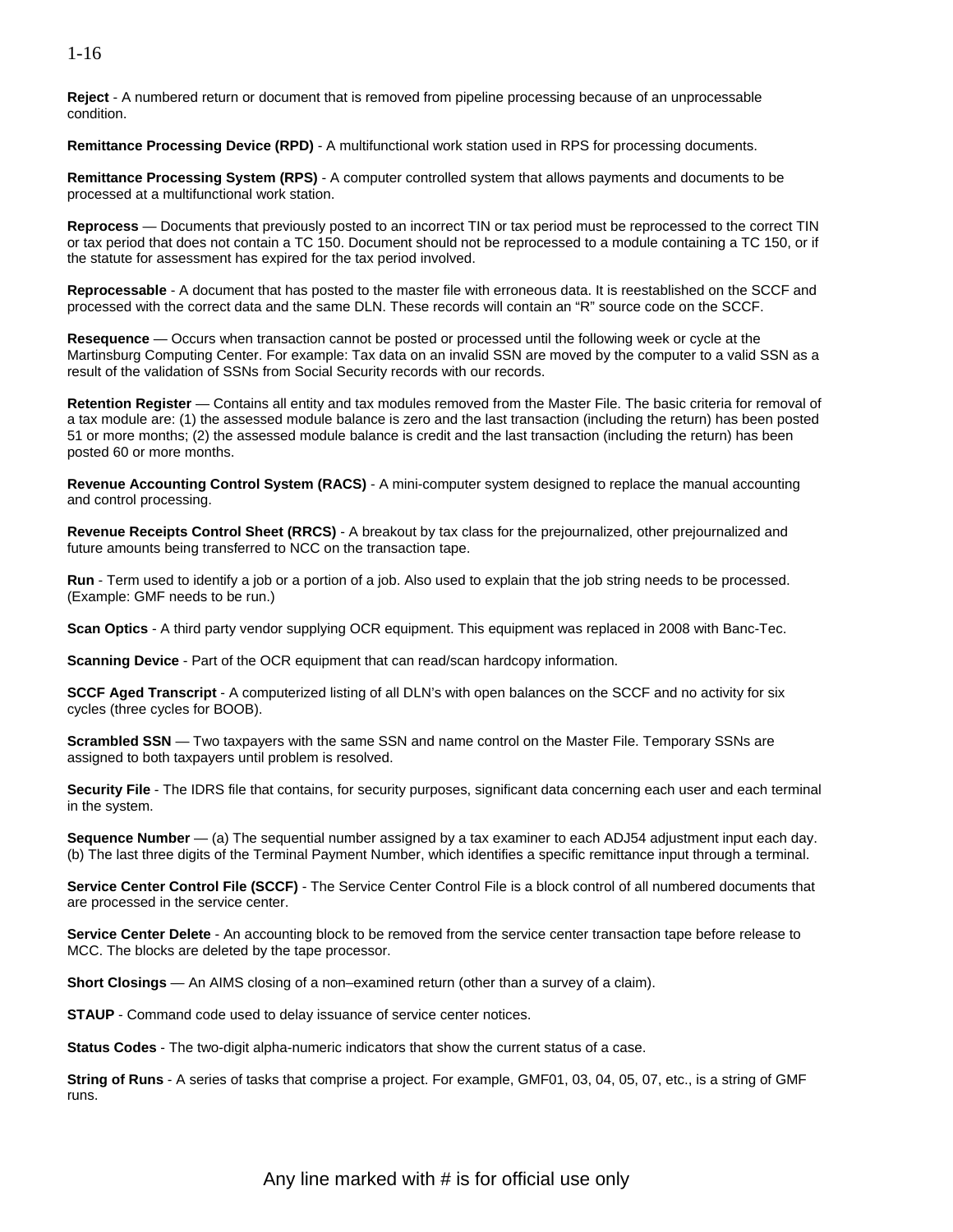**Reject** - A numbered return or document that is removed from pipeline processing because of an unprocessable condition.

**Remittance Processing Device (RPD)** - A multifunctional work station used in RPS for processing documents.

**Remittance Processing System (RPS)** - A computer controlled system that allows payments and documents to be processed at a multifunctional work station.

**Reprocess** — Documents that previously posted to an incorrect TIN or tax period must be reprocessed to the correct TIN or tax period that does not contain a TC 150. Document should not be reprocessed to a module containing a TC 150, or if the statute for assessment has expired for the tax period involved.

**Reprocessable** - A document that has posted to the master file with erroneous data. It is reestablished on the SCCF and processed with the correct data and the same DLN. These records will contain an "R" source code on the SCCF.

**Resequence** — Occurs when transaction cannot be posted or processed until the following week or cycle at the Martinsburg Computing Center. For example: Tax data on an invalid SSN are moved by the computer to a valid SSN as a result of the validation of SSNs from Social Security records with our records.

**Retention Register** — Contains all entity and tax modules removed from the Master File. The basic criteria for removal of a tax module are: (1) the assessed module balance is zero and the last transaction (including the return) has been posted 51 or more months; (2) the assessed module balance is credit and the last transaction (including the return) has been posted 60 or more months.

**Revenue Accounting Control System (RACS)** - A mini-computer system designed to replace the manual accounting and control processing.

**Revenue Receipts Control Sheet (RRCS)** - A breakout by tax class for the prejournalized, other prejournalized and future amounts being transferred to NCC on the transaction tape.

**Run** - Term used to identify a job or a portion of a job. Also used to explain that the job string needs to be processed. (Example: GMF needs to be run.)

**Scan Optics** - A third party vendor supplying OCR equipment. This equipment was replaced in 2008 with Banc-Tec.

**Scanning Device** - Part of the OCR equipment that can read/scan hardcopy information.

**SCCF Aged Transcript** - A computerized listing of all DLN's with open balances on the SCCF and no activity for six cycles (three cycles for BOOB).

**Scrambled SSN** — Two taxpayers with the same SSN and name control on the Master File. Temporary SSNs are assigned to both taxpayers until problem is resolved.

**Security File** - The IDRS file that contains, for security purposes, significant data concerning each user and each terminal in the system.

**Sequence Number** — (a) The sequential number assigned by a tax examiner to each ADJ54 adjustment input each day. (b) The last three digits of the Terminal Payment Number, which identifies a specific remittance input through a terminal.

**Service Center Control File (SCCF)** - The Service Center Control File is a block control of all numbered documents that are processed in the service center.

**Service Center Delete** - An accounting block to be removed from the service center transaction tape before release to MCC. The blocks are deleted by the tape processor.

**Short Closings** — An AIMS closing of a non–examined return (other than a survey of a claim).

**STAUP** - Command code used to delay issuance of service center notices.

**Status Codes** - The two-digit alpha-numeric indicators that show the current status of a case.

**String of Runs** - A series of tasks that comprise a project. For example, GMF01, 03, 04, 05, 07, etc., is a string of GMF runs.

Any line marked with # is for official use only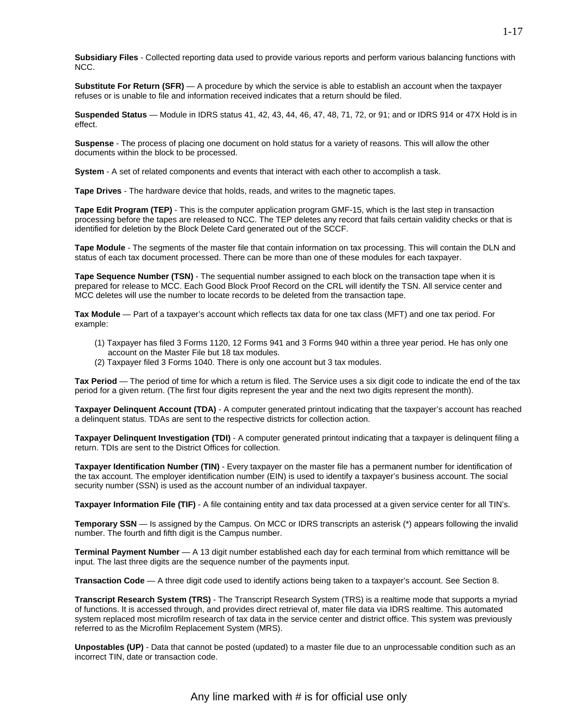**Subsidiary Files** - Collected reporting data used to provide various reports and perform various balancing functions with NCC.

**Substitute For Return (SFR)** — A procedure by which the service is able to establish an account when the taxpayer refuses or is unable to file and information received indicates that a return should be filed.

**Suspended Status** — Module in IDRS status 41, 42, 43, 44, 46, 47, 48, 71, 72, or 91; and or IDRS 914 or 47X Hold is in effect.

**Suspense** - The process of placing one document on hold status for a variety of reasons. This will allow the other documents within the block to be processed.

**System** - A set of related components and events that interact with each other to accomplish a task.

**Tape Drives** - The hardware device that holds, reads, and writes to the magnetic tapes.

**Tape Edit Program (TEP)** - This is the computer application program GMF-15, which is the last step in transaction processing before the tapes are released to NCC. The TEP deletes any record that fails certain validity checks or that is identified for deletion by the Block Delete Card generated out of the SCCF.

**Tape Module** - The segments of the master file that contain information on tax processing. This will contain the DLN and status of each tax document processed. There can be more than one of these modules for each taxpayer.

**Tape Sequence Number (TSN)** - The sequential number assigned to each block on the transaction tape when it is prepared for release to MCC. Each Good Block Proof Record on the CRL will identify the TSN. All service center and MCC deletes will use the number to locate records to be deleted from the transaction tape.

**Tax Module** — Part of a taxpayer's account which reflects tax data for one tax class (MFT) and one tax period. For example:

(1) Taxpayer has filed 3 Forms 1120, 12 Forms 941 and 3 Forms 940 within a three year period. He has only one account on the Master File but 18 tax modules.
(2) Taxpayer filed 3 Forms 1040. There is only one account but 3 tax modules.

**Tax Period** — The period of time for which a return is filed. The Service uses a six digit code to indicate the end of the tax period for a given return. (The first four digits represent the year and the next two digits represent the month).

**Taxpayer Delinquent Account (TDA)** - A computer generated printout indicating that the taxpayer's account has reached a delinquent status. TDAs are sent to the respective districts for collection action.

**Taxpayer Delinquent Investigation (TDI)** - A computer generated printout indicating that a taxpayer is delinquent filing a return. TDIs are sent to the District Offices for collection.

**Taxpayer Identification Number (TIN)** - Every taxpayer on the master file has a permanent number for identification of the tax account. The employer identification number (EIN) is used to identify a taxpayer's business account. The social security number (SSN) is used as the account number of an individual taxpayer.

**Taxpayer Information File (TIF)** - A file containing entity and tax data processed at a given service center for all TIN's.

**Temporary SSN** — Is assigned by the Campus. On MCC or IDRS transcripts an asterisk (*) appears following the invalid number. The fourth and fifth digit is the Campus number.

**Terminal Payment Number** — A 13 digit number established each day for each terminal from which remittance will be input. The last three digits are the sequence number of the payments input.

**Transaction Code** — A three digit code used to identify actions being taken to a taxpayer's account. See Section 8.

**Transcript Research System (TRS)** - The Transcript Research System (TRS) is a realtime mode that supports a myriad of functions. It is accessed through, and provides direct retrieval of, mater file data via IDRS realtime. This automated system replaced most microfilm research of tax data in the service center and district office. This system was previously referred to as the Microfilm Replacement System (MRS).

**Unpostables (UP)** - Data that cannot be posted (updated) to a master file due to an unprocessable condition such as an incorrect TIN, date or transaction code.

Any line marked with # is for official use only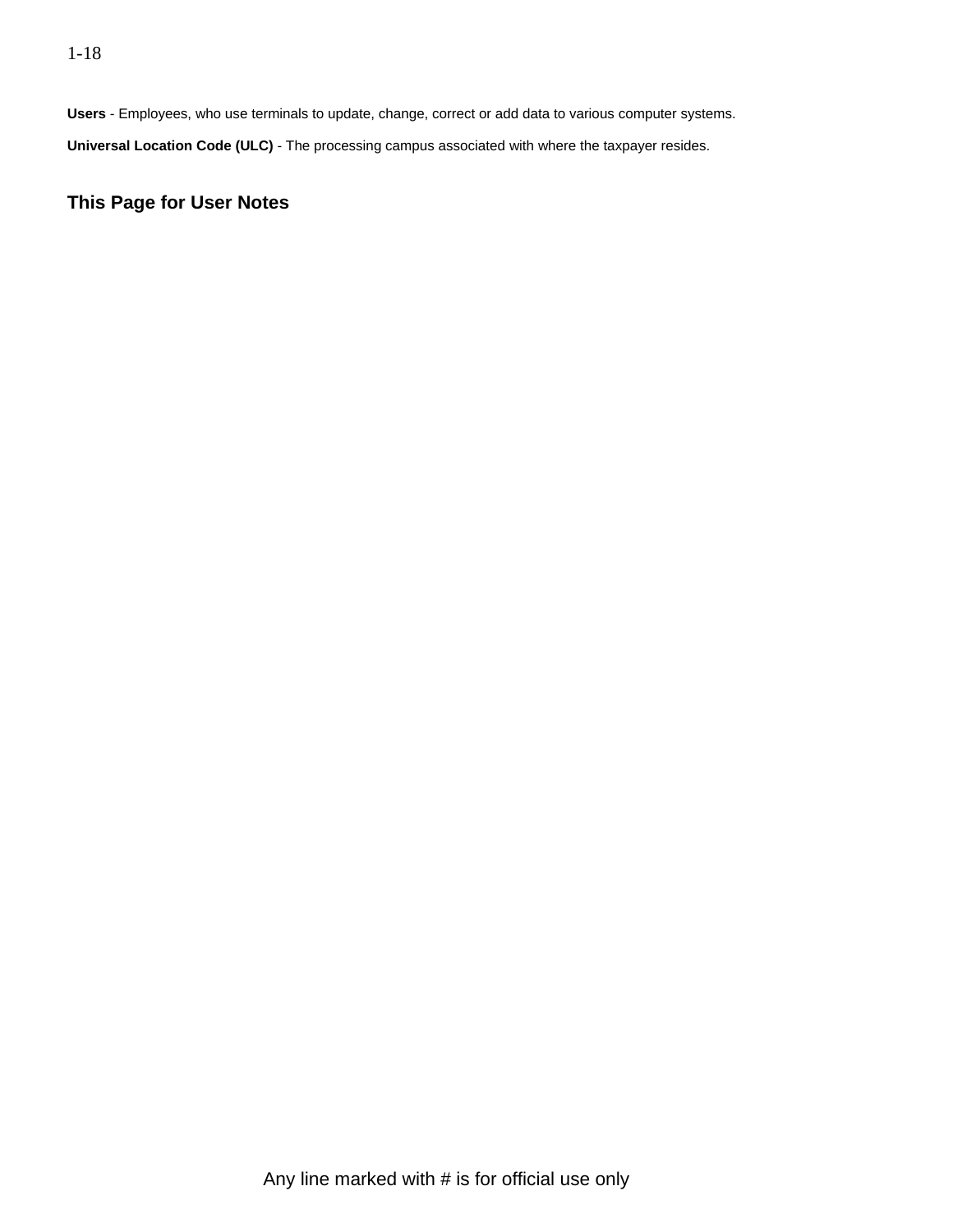**Users** - Employees, who use terminals to update, change, correct or add data to various computer systems.

**Universal Location Code (ULC)** - The processing campus associated with where the taxpayer resides.

### This Page for User Notes